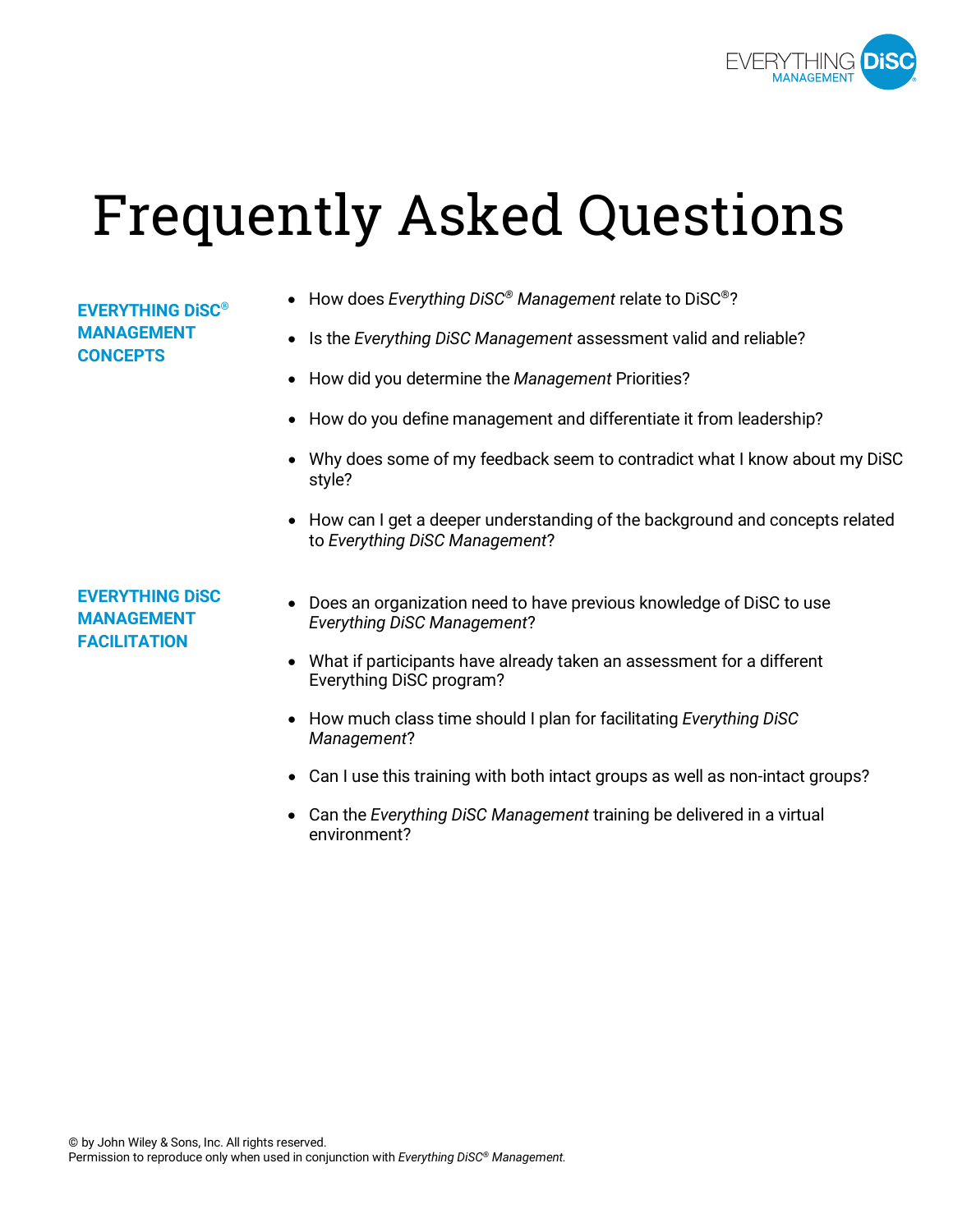# Frequently Asked Questions

## EVERYTHING DiSC® MANAGEMENT CONCEPTS

- How does *Everything DiSC® Management* relate to DiSC®?
- Is the *Everything DiSC Management* assessment valid and reliable?
- How did you determine the *Management* Priorities?
- How do you define management and differentiate it from leadership?
- Why does some of my feedback seem to contradict what I know about my DiSC style?
- How can I get a deeper understanding of the background and concepts related to *Everything DiSC Management*?

## EVERYTHING DiSC MANAGEMENT FACILITATION

- Does an organization need to have previous knowledge of DiSC to use *Everything DiSC Management*?
- What if participants have already taken an assessment for a different Everything DiSC program?
- How much class time should I plan for facilitating *Everything DiSC Management*?
- Can I use this training with both intact groups as well as non-intact groups?
- Can the *Everything DiSC Management* training be delivered in a virtual environment?

© by John Wiley & Sons, Inc. All rights reserved.
Permission to reproduce only when used in conjunction with *Everything DiSC® Management*.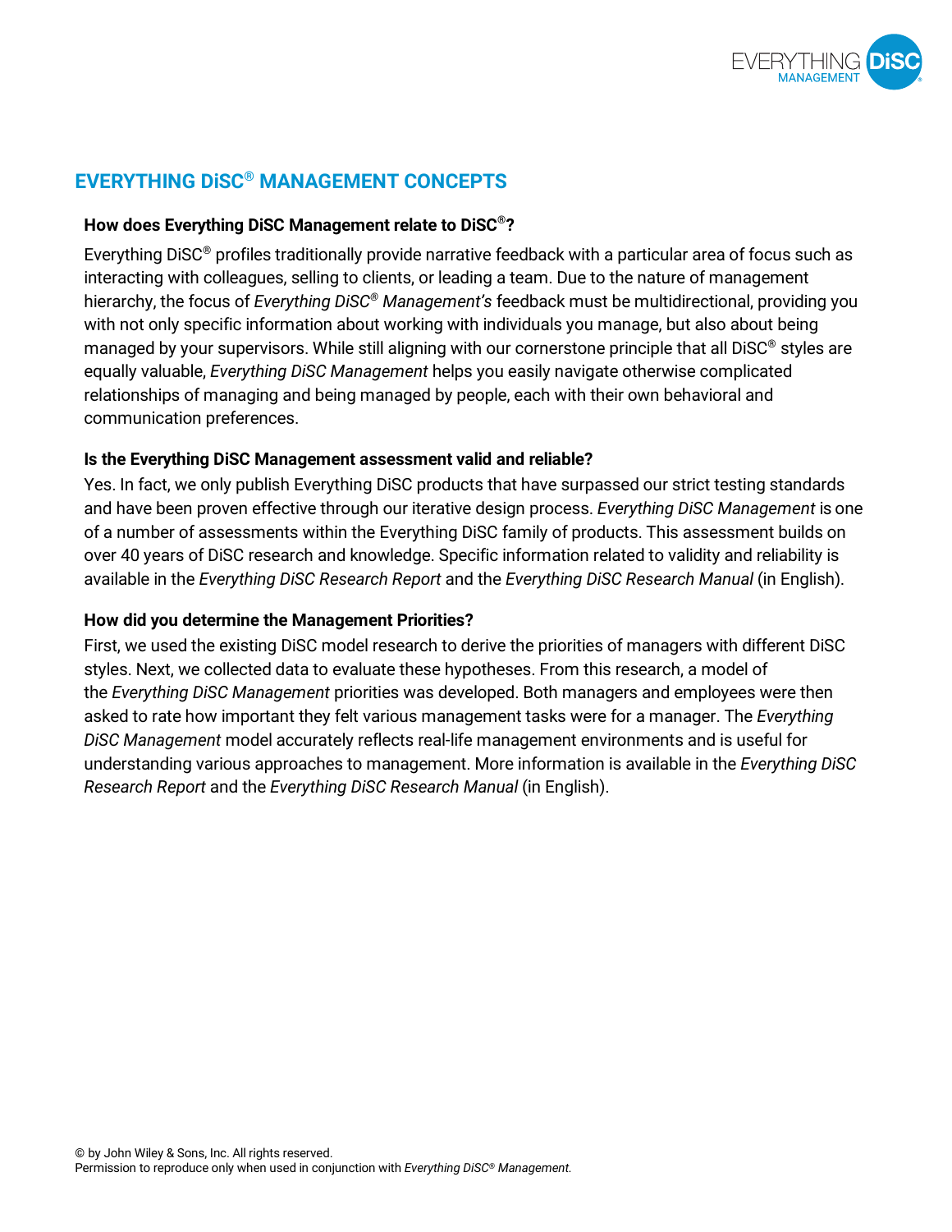## EVERYTHING DiSC® MANAGEMENT CONCEPTS

### How does Everything DiSC Management relate to DiSC®?

Everything DiSC® profiles traditionally provide narrative feedback with a particular area of focus such as interacting with colleagues, selling to clients, or leading a team. Due to the nature of management hierarchy, the focus of *Everything DiSC® Management's* feedback must be multidirectional, providing you with not only specific information about working with individuals you manage, but also about being managed by your supervisors. While still aligning with our cornerstone principle that all DiSC® styles are equally valuable, *Everything DiSC Management* helps you easily navigate otherwise complicated relationships of managing and being managed by people, each with their own behavioral and communication preferences.

### Is the Everything DiSC Management assessment valid and reliable?

Yes. In fact, we only publish Everything DiSC products that have surpassed our strict testing standards and have been proven effective through our iterative design process. *Everything DiSC Management* is one of a number of assessments within the Everything DiSC family of products. This assessment builds on over 40 years of DiSC research and knowledge. Specific information related to validity and reliability is available in the *Everything DiSC Research Report* and the *Everything DiSC Research Manual* (in English).

### How did you determine the Management Priorities?

First, we used the existing DiSC model research to derive the priorities of managers with different DiSC styles. Next, we collected data to evaluate these hypotheses. From this research, a model of the *Everything DiSC Management* priorities was developed. Both managers and employees were then asked to rate how important they felt various management tasks were for a manager. The *Everything DiSC Management* model accurately reflects real-life management environments and is useful for understanding various approaches to management. More information is available in the *Everything DiSC Research Report* and the *Everything DiSC Research Manual* (in English).

© by John Wiley & Sons, Inc. All rights reserved.
Permission to reproduce only when used in conjunction with *Everything DiSC® Management.*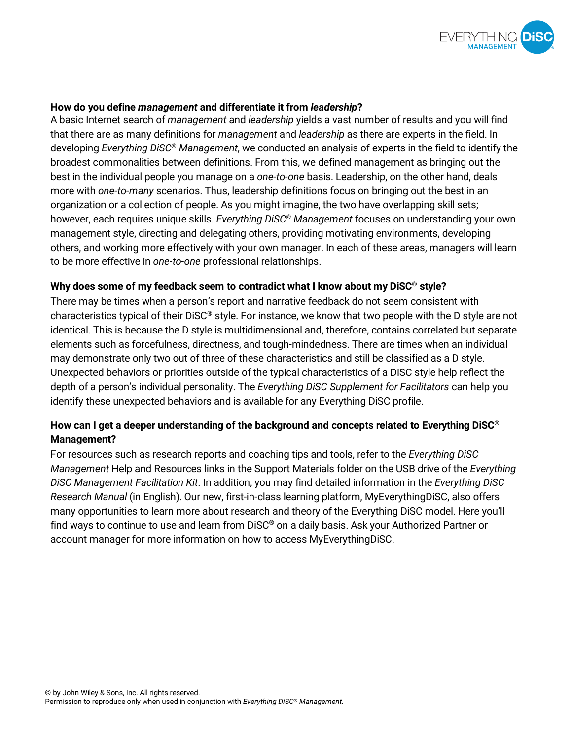**How do you define *management* and differentiate it from *leadership*?**

A basic Internet search of *management* and *leadership* yields a vast number of results and you will find that there are as many definitions for *management* and *leadership* as there are experts in the field. In developing *Everything DiSC® Management*, we conducted an analysis of experts in the field to identify the broadest commonalities between definitions. From this, we defined management as bringing out the best in the individual people you manage on a *one-to-one* basis. Leadership, on the other hand, deals more with *one-to-many* scenarios. Thus, leadership definitions focus on bringing out the best in an organization or a collection of people. As you might imagine, the two have overlapping skill sets; however, each requires unique skills. *Everything DiSC® Management* focuses on understanding your own management style, directing and delegating others, providing motivating environments, developing others, and working more effectively with your own manager. In each of these areas, managers will learn to be more effective in *one-to-one* professional relationships.

**Why does some of my feedback seem to contradict what I know about my DiSC® style?**

There may be times when a person's report and narrative feedback do not seem consistent with characteristics typical of their DiSC® style. For instance, we know that two people with the D style are not identical. This is because the D style is multidimensional and, therefore, contains correlated but separate elements such as forcefulness, directness, and tough-mindedness. There are times when an individual may demonstrate only two out of three of these characteristics and still be classified as a D style. Unexpected behaviors or priorities outside of the typical characteristics of a DiSC style help reflect the depth of a person's individual personality. The *Everything DiSC Supplement for Facilitators* can help you identify these unexpected behaviors and is available for any Everything DiSC profile.

**How can I get a deeper understanding of the background and concepts related to Everything DiSC® Management?**

For resources such as research reports and coaching tips and tools, refer to the *Everything DiSC Management* Help and Resources links in the Support Materials folder on the USB drive of the *Everything DiSC Management Facilitation Kit*. In addition, you may find detailed information in the *Everything DiSC Research Manual* (in English). Our new, first-in-class learning platform, MyEverythingDiSC, also offers many opportunities to learn more about research and theory of the Everything DiSC model. Here you'll find ways to continue to use and learn from DiSC® on a daily basis. Ask your Authorized Partner or account manager for more information on how to access MyEverythingDiSC.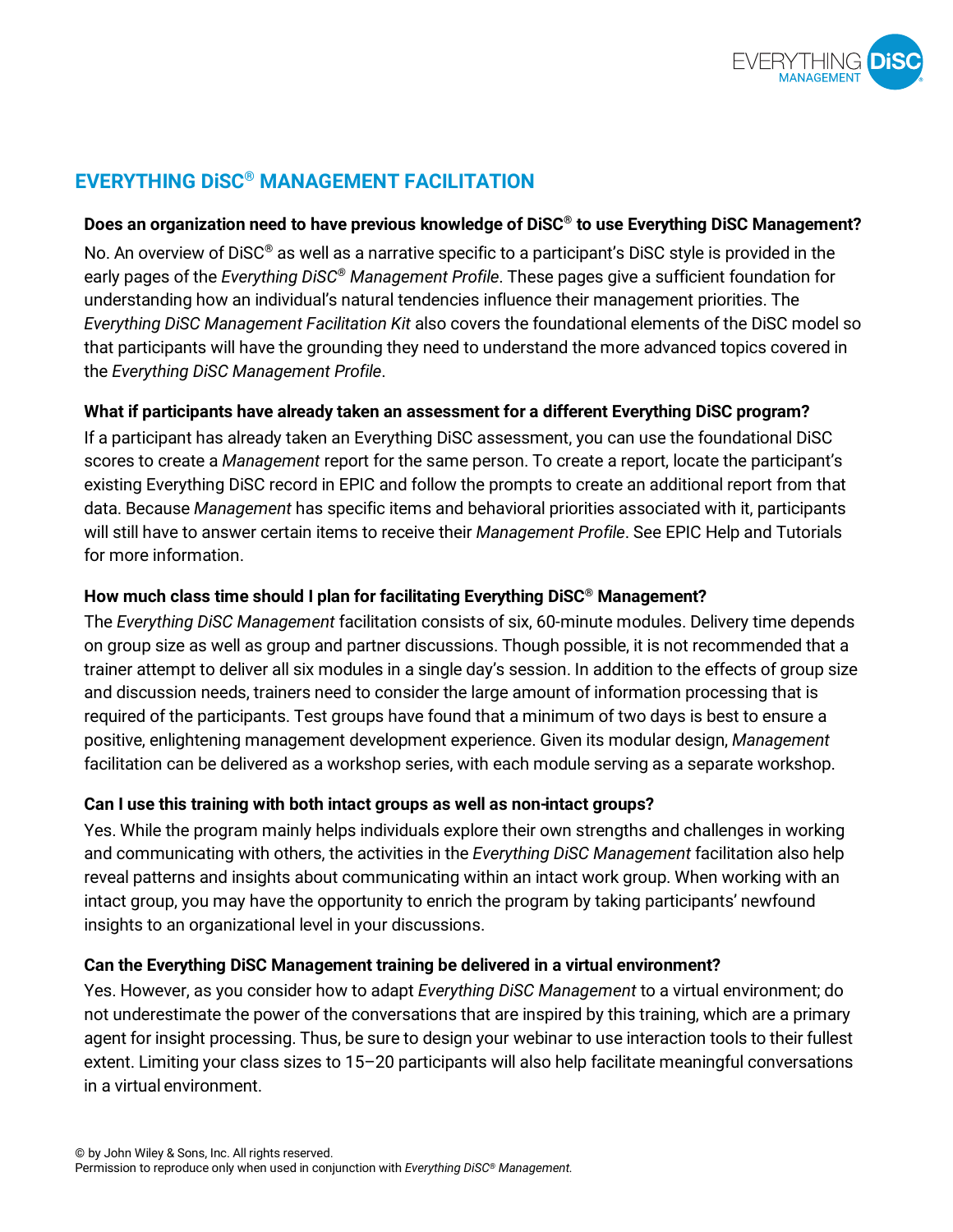## EVERYTHING DiSC® MANAGEMENT FACILITATION

**Does an organization need to have previous knowledge of DiSC® to use Everything DiSC Management?**

No. An overview of DiSC® as well as a narrative specific to a participant's DiSC style is provided in the early pages of the *Everything DiSC® Management Profile*. These pages give a sufficient foundation for understanding how an individual's natural tendencies influence their management priorities. The *Everything DiSC Management Facilitation Kit* also covers the foundational elements of the DiSC model so that participants will have the grounding they need to understand the more advanced topics covered in the *Everything DiSC Management Profile*.

**What if participants have already taken an assessment for a different Everything DiSC program?**

If a participant has already taken an Everything DiSC assessment, you can use the foundational DiSC scores to create a *Management* report for the same person. To create a report, locate the participant's existing Everything DiSC record in EPIC and follow the prompts to create an additional report from that data. Because *Management* has specific items and behavioral priorities associated with it, participants will still have to answer certain items to receive their *Management Profile*. See EPIC Help and Tutorials for more information.

**How much class time should I plan for facilitating Everything DiSC® Management?**

The *Everything DiSC Management* facilitation consists of six, 60-minute modules. Delivery time depends on group size as well as group and partner discussions. Though possible, it is not recommended that a trainer attempt to deliver all six modules in a single day's session. In addition to the effects of group size and discussion needs, trainers need to consider the large amount of information processing that is required of the participants. Test groups have found that a minimum of two days is best to ensure a positive, enlightening management development experience. Given its modular design, *Management* facilitation can be delivered as a workshop series, with each module serving as a separate workshop.

**Can I use this training with both intact groups as well as non-intact groups?**

Yes. While the program mainly helps individuals explore their own strengths and challenges in working and communicating with others, the activities in the *Everything DiSC Management* facilitation also help reveal patterns and insights about communicating within an intact work group. When working with an intact group, you may have the opportunity to enrich the program by taking participants' newfound insights to an organizational level in your discussions.

**Can the Everything DiSC Management training be delivered in a virtual environment?**

Yes. However, as you consider how to adapt *Everything DiSC Management* to a virtual environment; do not underestimate the power of the conversations that are inspired by this training, which are a primary agent for insight processing. Thus, be sure to design your webinar to use interaction tools to their fullest extent. Limiting your class sizes to 15–20 participants will also help facilitate meaningful conversations in a virtual environment.

© by John Wiley & Sons, Inc. All rights reserved.
Permission to reproduce only when used in conjunction with *Everything DiSC® Management.*